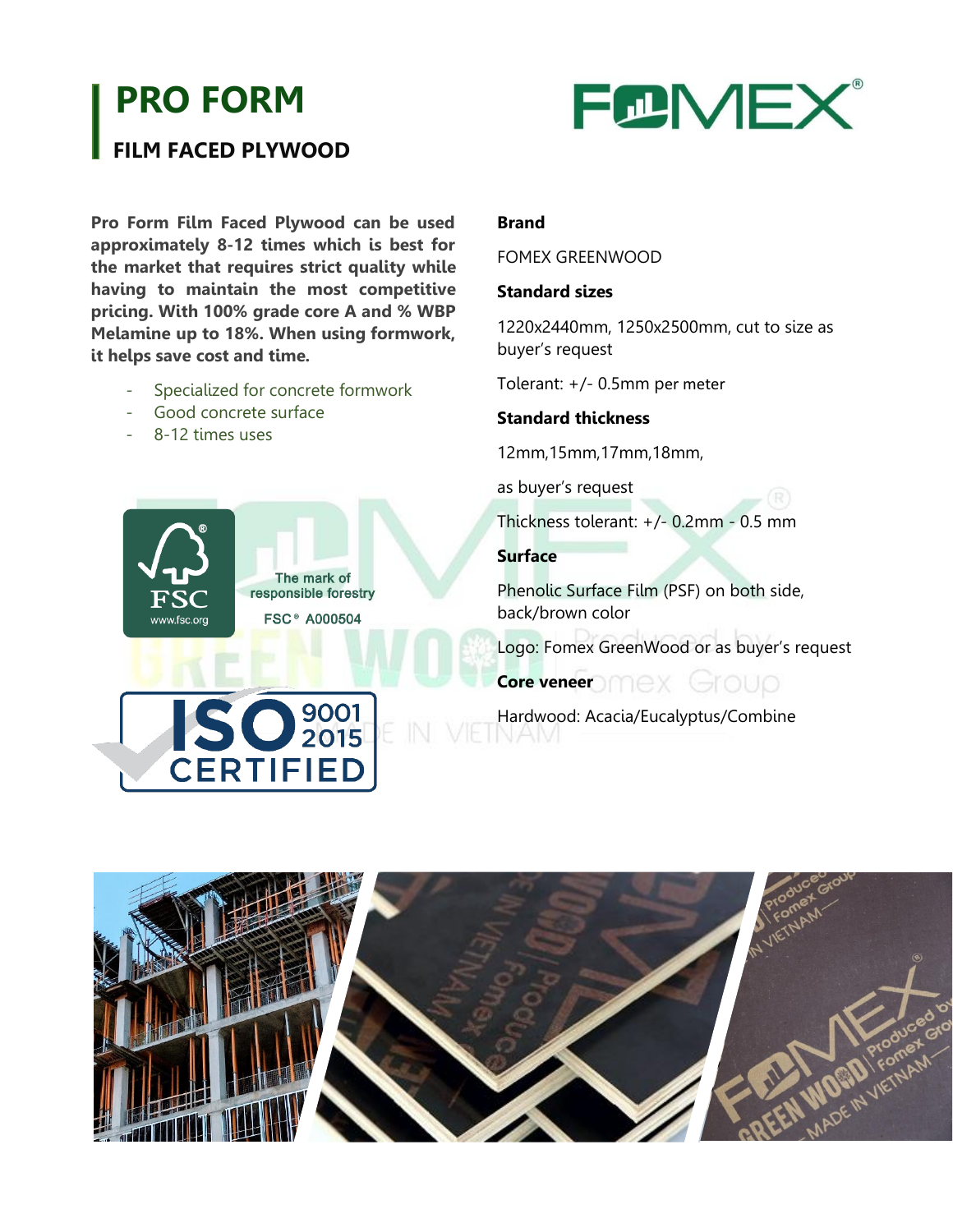# PRO FORM

## FILM FACED PLYWOOD

**Pro Form Film Faced Plywood can be used approximately 8-12 times which is best for the market that requires strict quality while having to maintain the most competitive pricing. With 100% grade core A and % WBP Melamine up to 18%. When using formwork, it helps save cost and time.**

- Specialized for concrete formwork
- Good concrete surface
- 8-12 times uses

The mark of responsible forestry

FSC® A000504

ISO 9001 2015 CERTIFIED

**Brand**

FOMEX GREENWOOD

**Standard sizes**

1220x2440mm, 1250x2500mm, cut to size as buyer's request

Tolerant: +/- 0.5mm per meter

**Standard thickness**

12mm,15mm,17mm,18mm,

as buyer's request

Thickness tolerant: +/- 0.2mm - 0.5 mm

**Surface**

Phenolic Surface Film (PSF) on both side, back/brown color

Logo: Fomex GreenWood or as buyer's request

**Core veneer**

Hardwood: Acacia/Eucalyptus/Combine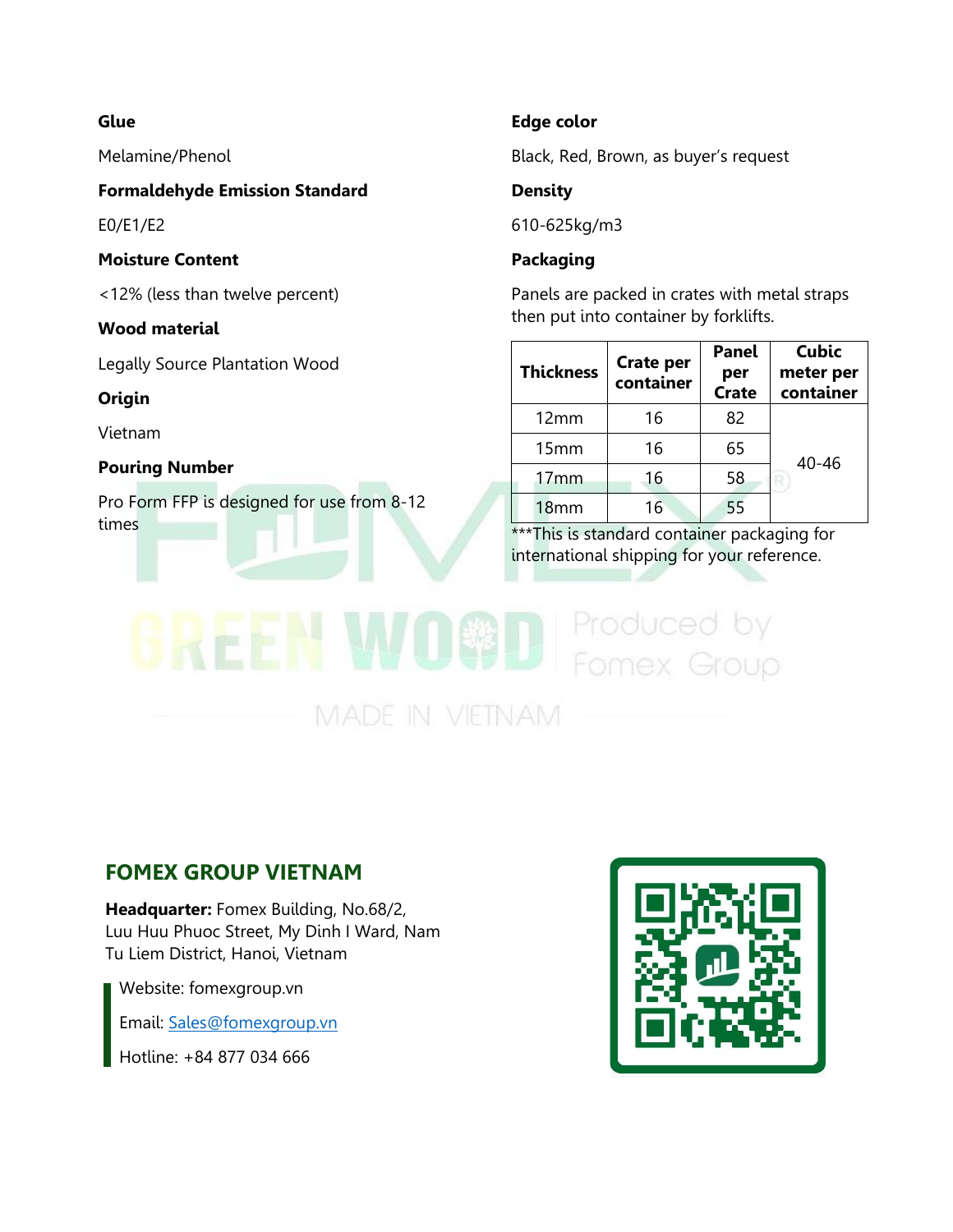**Glue**

Melamine/Phenol

**Formaldehyde Emission Standard**

E0/E1/E2

**Moisture Content**

<12% (less than twelve percent)

**Wood material**

Legally Source Plantation Wood

**Origin**

Vietnam

**Pouring Number**

Pro Form FFP is designed for use from 8-12 times

**Edge color**

Black, Red, Brown, as buyer's request

**Density**

610-625kg/m3

**Packaging**

Panels are packed in crates with metal straps then put into container by forklifts.

| Thickness | Crate per container | Panel per Crate | Cubic meter per container |
|---|---|---|---|
| 12mm | 16 | 82 | 40-46 |
| 15mm | 16 | 65 | |
| 17mm | 16 | 58 | |
| 18mm | 16 | 55 | |

***This is standard container packaging for international shipping for your reference.

GREEN WOOD Produced by Fomex Group

MADE IN VIETNAM

## FOMEX GROUP VIETNAM

**Headquarter:** Fomex Building, No.68/2, Luu Huu Phuoc Street, My Dinh I Ward, Nam Tu Liem District, Hanoi, Vietnam

Website: fomexgroup.vn

Email: Sales@fomexgroup.vn

Hotline: +84 877 034 666